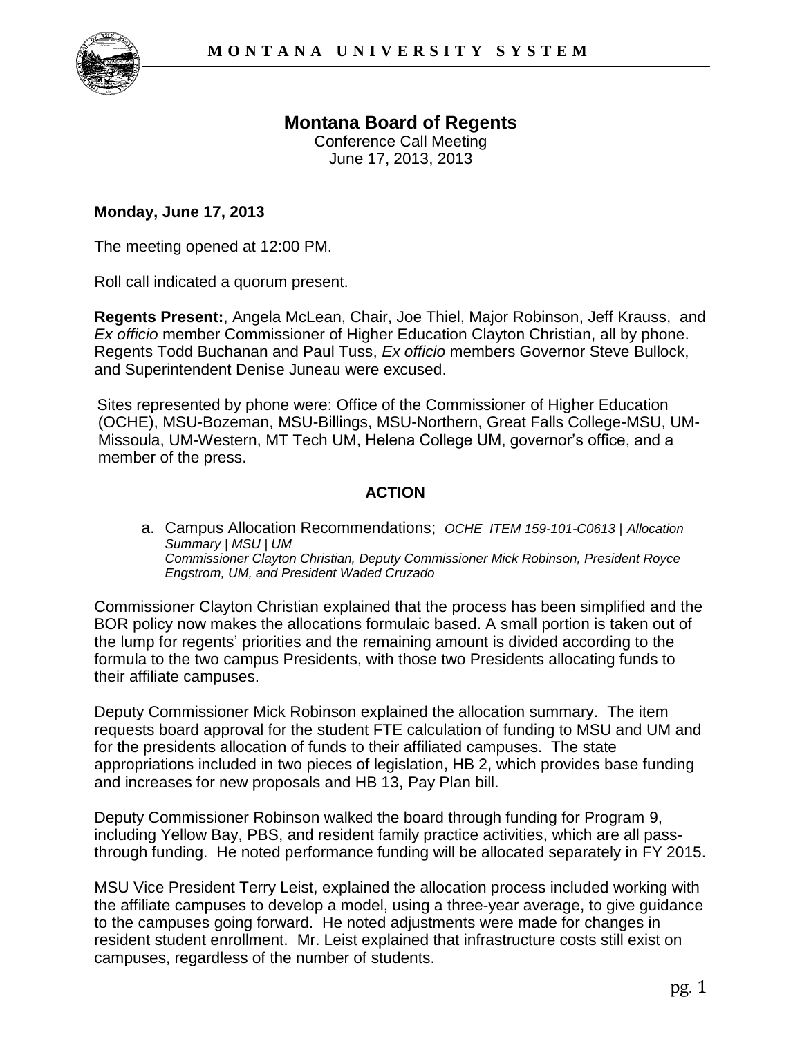# Montana Board of Regents

Conference Call Meeting
June 17, 2013, 2013

**Monday, June 17, 2013**

The meeting opened at 12:00 PM.

Roll call indicated a quorum present.

**Regents Present:**, Angela McLean, Chair, Joe Thiel, Major Robinson, Jeff Krauss, and *Ex officio* member Commissioner of Higher Education Clayton Christian, all by phone. Regents Todd Buchanan and Paul Tuss, *Ex officio* members Governor Steve Bullock, and Superintendent Denise Juneau were excused.

Sites represented by phone were: Office of the Commissioner of Higher Education (OCHE), MSU-Bozeman, MSU-Billings, MSU-Northern, Great Falls College-MSU, UM-Missoula, UM-Western, MT Tech UM, Helena College UM, governor's office, and a member of the press.

## ACTION

a. Campus Allocation Recommendations; *OCHE ITEM 159-101-C0613 | Allocation Summary | MSU | UM*
*Commissioner Clayton Christian, Deputy Commissioner Mick Robinson, President Royce Engstrom, UM, and President Waded Cruzado*

Commissioner Clayton Christian explained that the process has been simplified and the BOR policy now makes the allocations formulaic based. A small portion is taken out of the lump for regents' priorities and the remaining amount is divided according to the formula to the two campus Presidents, with those two Presidents allocating funds to their affiliate campuses.

Deputy Commissioner Mick Robinson explained the allocation summary. The item requests board approval for the student FTE calculation of funding to MSU and UM and for the presidents allocation of funds to their affiliated campuses. The state appropriations included in two pieces of legislation, HB 2, which provides base funding and increases for new proposals and HB 13, Pay Plan bill.

Deputy Commissioner Robinson walked the board through funding for Program 9, including Yellow Bay, PBS, and resident family practice activities, which are all pass-through funding. He noted performance funding will be allocated separately in FY 2015.

MSU Vice President Terry Leist, explained the allocation process included working with the affiliate campuses to develop a model, using a three-year average, to give guidance to the campuses going forward. He noted adjustments were made for changes in resident student enrollment. Mr. Leist explained that infrastructure costs still exist on campuses, regardless of the number of students.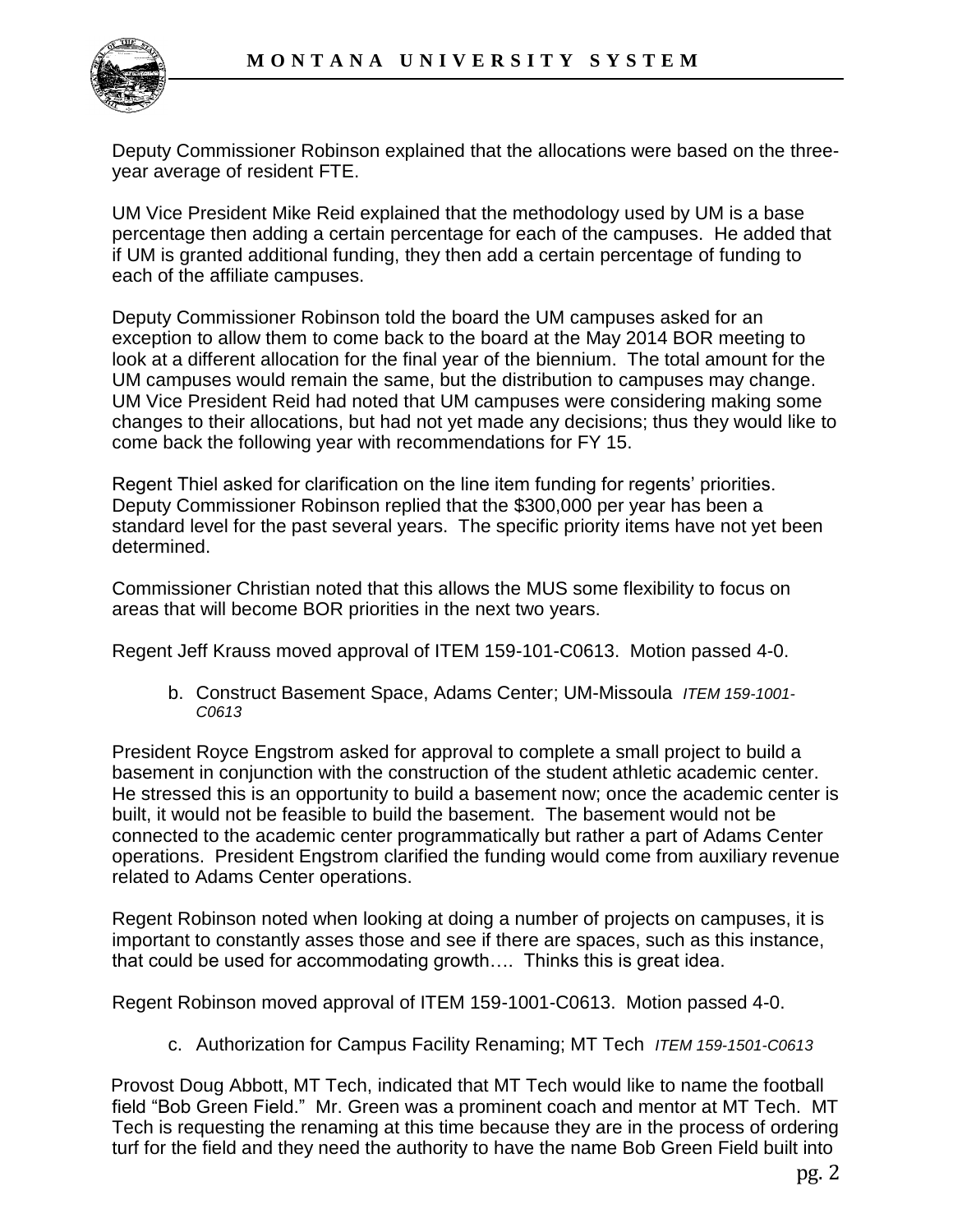Deputy Commissioner Robinson explained that the allocations were based on the three-year average of resident FTE.

UM Vice President Mike Reid explained that the methodology used by UM is a base percentage then adding a certain percentage for each of the campuses. He added that if UM is granted additional funding, they then add a certain percentage of funding to each of the affiliate campuses.

Deputy Commissioner Robinson told the board the UM campuses asked for an exception to allow them to come back to the board at the May 2014 BOR meeting to look at a different allocation for the final year of the biennium. The total amount for the UM campuses would remain the same, but the distribution to campuses may change. UM Vice President Reid had noted that UM campuses were considering making some changes to their allocations, but had not yet made any decisions; thus they would like to come back the following year with recommendations for FY 15.

Regent Thiel asked for clarification on the line item funding for regents' priorities. Deputy Commissioner Robinson replied that the $300,000 per year has been a standard level for the past several years. The specific priority items have not yet been determined.

Commissioner Christian noted that this allows the MUS some flexibility to focus on areas that will become BOR priorities in the next two years.

Regent Jeff Krauss moved approval of ITEM 159-101-C0613. Motion passed 4-0.

b. Construct Basement Space, Adams Center; UM-Missoula *ITEM 159-1001-C0613*

President Royce Engstrom asked for approval to complete a small project to build a basement in conjunction with the construction of the student athletic academic center. He stressed this is an opportunity to build a basement now; once the academic center is built, it would not be feasible to build the basement. The basement would not be connected to the academic center programmatically but rather a part of Adams Center operations. President Engstrom clarified the funding would come from auxiliary revenue related to Adams Center operations.

Regent Robinson noted when looking at doing a number of projects on campuses, it is important to constantly asses those and see if there are spaces, such as this instance, that could be used for accommodating growth…. Thinks this is great idea.

Regent Robinson moved approval of ITEM 159-1001-C0613. Motion passed 4-0.

c. Authorization for Campus Facility Renaming; MT Tech *ITEM 159-1501-C0613*

Provost Doug Abbott, MT Tech, indicated that MT Tech would like to name the football field "Bob Green Field." Mr. Green was a prominent coach and mentor at MT Tech. MT Tech is requesting the renaming at this time because they are in the process of ordering turf for the field and they need the authority to have the name Bob Green Field built into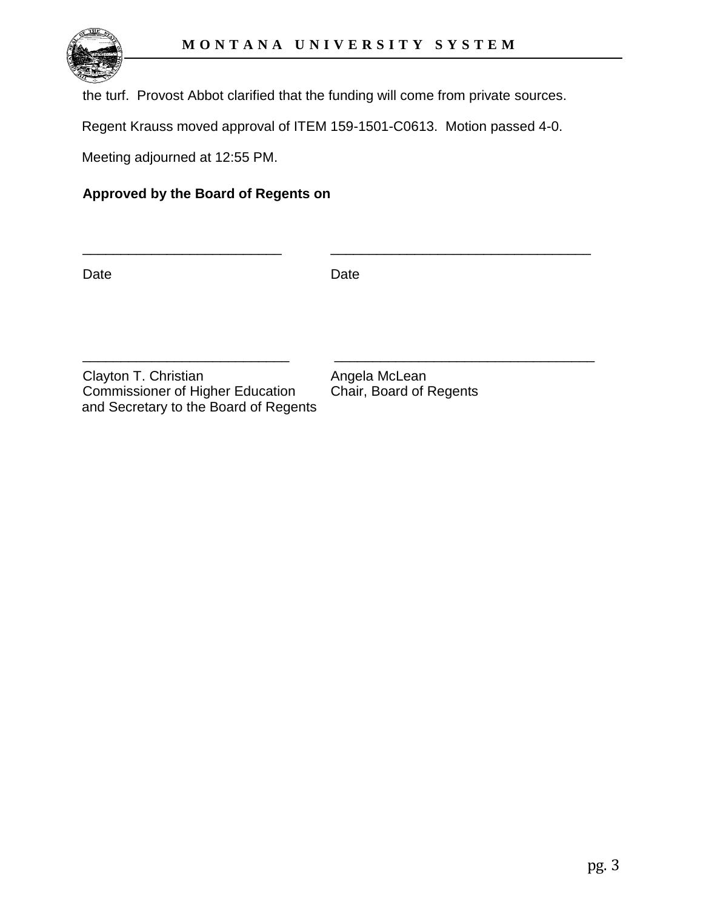the turf. Provost Abbot clarified that the funding will come from private sources.

Regent Krauss moved approval of ITEM 159-1501-C0613. Motion passed 4-0.

Meeting adjourned at 12:55 PM.

**Approved by the Board of Regents on**

| | |
|---|---|
| ___________________________ | ___________________________________ |
| Date | Date |
| ___________________________ | ___________________________________ |
| Clayton T. Christian<br>Commissioner of Higher Education<br>and Secretary to the Board of Regents | Angela McLean<br>Chair, Board of Regents |